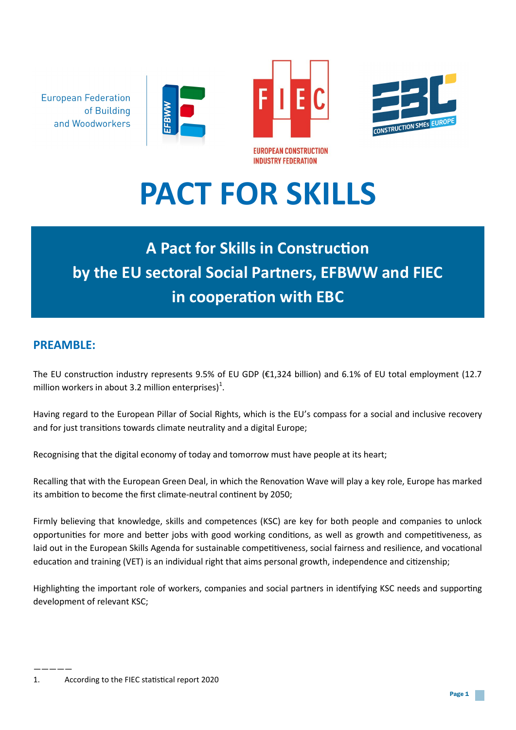European Federation of Building and Woodworkers

EUROPEAN CONSTRUCTION INDUSTRY FEDERATION

# PACT FOR SKILLS

## A Pact for Skills in Construction by the EU sectoral Social Partners, EFBWW and FIEC in cooperation with EBC

### PREAMBLE:

The EU construction industry represents 9.5% of EU GDP (€1,324 billion) and 6.1% of EU total employment (12.7 million workers in about 3.2 million enterprises)[1].

Having regard to the European Pillar of Social Rights, which is the EU's compass for a social and inclusive recovery and for just transitions towards climate neutrality and a digital Europe;

Recognising that the digital economy of today and tomorrow must have people at its heart;

Recalling that with the European Green Deal, in which the Renovation Wave will play a key role, Europe has marked its ambition to become the first climate-neutral continent by 2050;

Firmly believing that knowledge, skills and competences (KSC) are key for both people and companies to unlock opportunities for more and better jobs with good working conditions, as well as growth and competitiveness, as laid out in the European Skills Agenda for sustainable competitiveness, social fairness and resilience, and vocational education and training (VET) is an individual right that aims personal growth, independence and citizenship;

Highlighting the important role of workers, companies and social partners in identifying KSC needs and supporting development of relevant KSC;

---

1. According to the FIEC statistical report 2020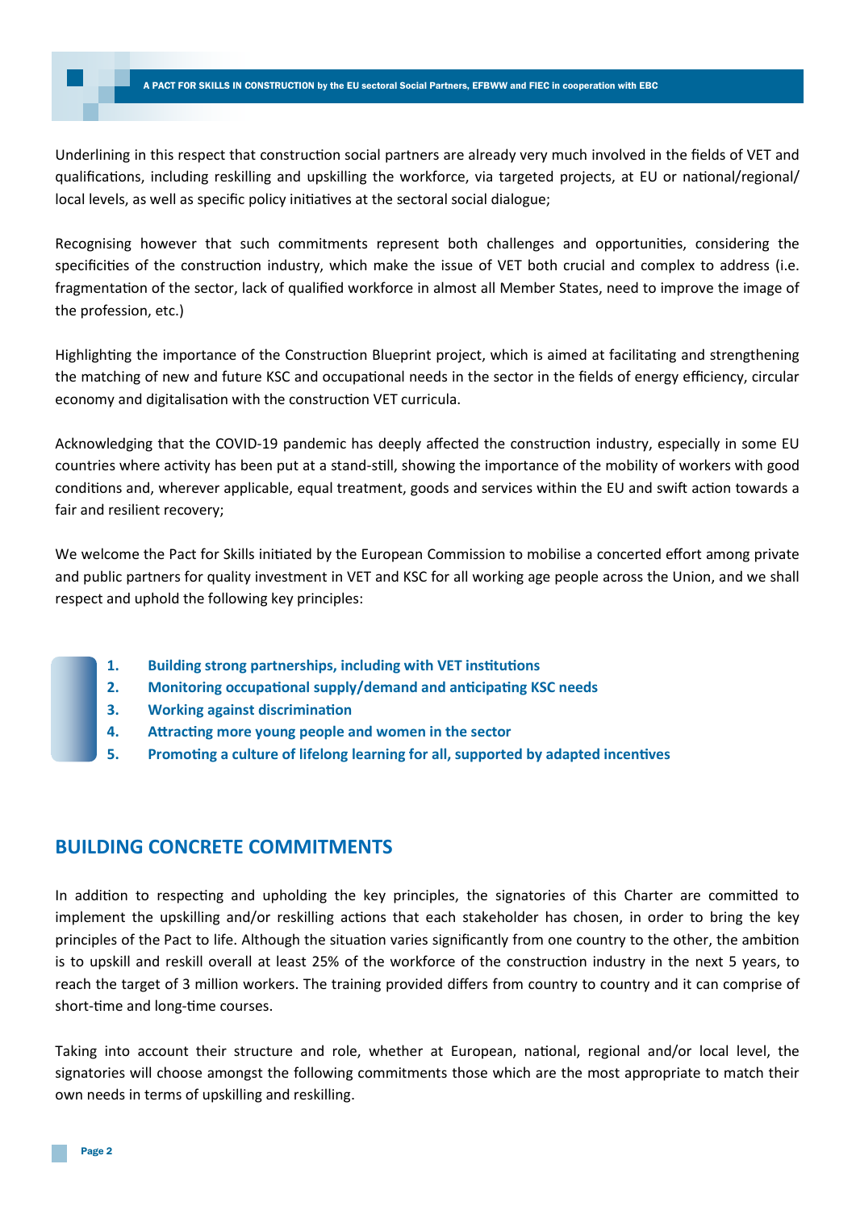Underlining in this respect that construction social partners are already very much involved in the fields of VET and qualifications, including reskilling and upskilling the workforce, via targeted projects, at EU or national/regional/local levels, as well as specific policy initiatives at the sectoral social dialogue;

Recognising however that such commitments represent both challenges and opportunities, considering the specificities of the construction industry, which make the issue of VET both crucial and complex to address (i.e. fragmentation of the sector, lack of qualified workforce in almost all Member States, need to improve the image of the profession, etc.)

Highlighting the importance of the Construction Blueprint project, which is aimed at facilitating and strengthening the matching of new and future KSC and occupational needs in the sector in the fields of energy efficiency, circular economy and digitalisation with the construction VET curricula.

Acknowledging that the COVID-19 pandemic has deeply affected the construction industry, especially in some EU countries where activity has been put at a stand-still, showing the importance of the mobility of workers with good conditions and, wherever applicable, equal treatment, goods and services within the EU and swift action towards a fair and resilient recovery;

We welcome the Pact for Skills initiated by the European Commission to mobilise a concerted effort among private and public partners for quality investment in VET and KSC for all working age people across the Union, and we shall respect and uphold the following key principles:

1. **Building strong partnerships, including with VET institutions**
2. **Monitoring occupational supply/demand and anticipating KSC needs**
3. **Working against discrimination**
4. **Attracting more young people and women in the sector**
5. **Promoting a culture of lifelong learning for all, supported by adapted incentives**

## BUILDING CONCRETE COMMITMENTS

In addition to respecting and upholding the key principles, the signatories of this Charter are committed to implement the upskilling and/or reskilling actions that each stakeholder has chosen, in order to bring the key principles of the Pact to life. Although the situation varies significantly from one country to the other, the ambition is to upskill and reskill overall at least 25% of the workforce of the construction industry in the next 5 years, to reach the target of 3 million workers. The training provided differs from country to country and it can comprise of short-time and long-time courses.

Taking into account their structure and role, whether at European, national, regional and/or local level, the signatories will choose amongst the following commitments those which are the most appropriate to match their own needs in terms of upskilling and reskilling.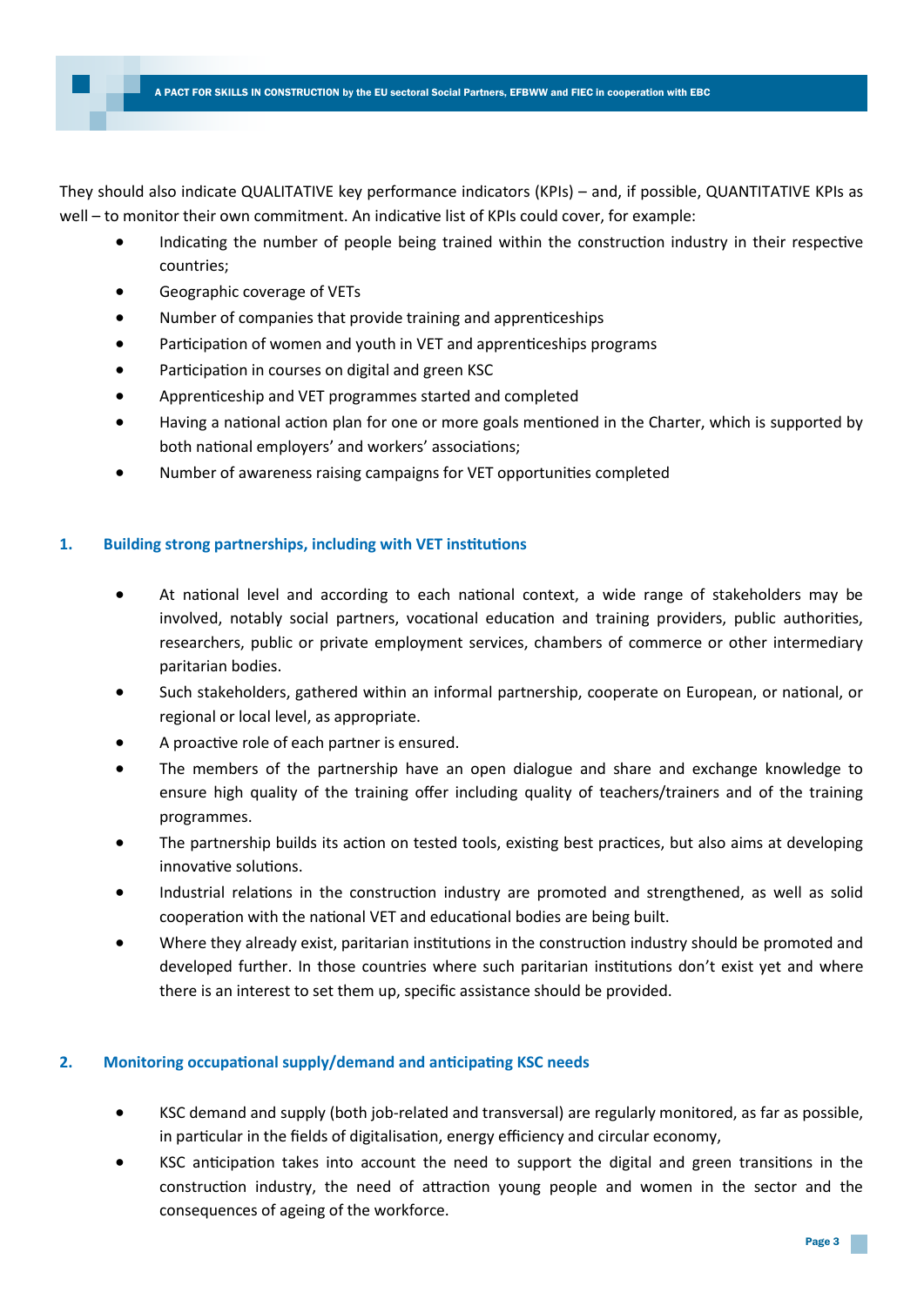They should also indicate QUALITATIVE key performance indicators (KPIs) – and, if possible, QUANTITATIVE KPIs as well – to monitor their own commitment. An indicative list of KPIs could cover, for example:

- Indicating the number of people being trained within the construction industry in their respective countries;
- Geographic coverage of VETs
- Number of companies that provide training and apprenticeships
- Participation of women and youth in VET and apprenticeships programs
- Participation in courses on digital and green KSC
- Apprenticeship and VET programmes started and completed
- Having a national action plan for one or more goals mentioned in the Charter, which is supported by both national employers' and workers' associations;
- Number of awareness raising campaigns for VET opportunities completed

## 1. Building strong partnerships, including with VET institutions

- At national level and according to each national context, a wide range of stakeholders may be involved, notably social partners, vocational education and training providers, public authorities, researchers, public or private employment services, chambers of commerce or other intermediary paritarian bodies.
- Such stakeholders, gathered within an informal partnership, cooperate on European, or national, or regional or local level, as appropriate.
- A proactive role of each partner is ensured.
- The members of the partnership have an open dialogue and share and exchange knowledge to ensure high quality of the training offer including quality of teachers/trainers and of the training programmes.
- The partnership builds its action on tested tools, existing best practices, but also aims at developing innovative solutions.
- Industrial relations in the construction industry are promoted and strengthened, as well as solid cooperation with the national VET and educational bodies are being built.
- Where they already exist, paritarian institutions in the construction industry should be promoted and developed further. In those countries where such paritarian institutions don't exist yet and where there is an interest to set them up, specific assistance should be provided.

## 2. Monitoring occupational supply/demand and anticipating KSC needs

- KSC demand and supply (both job-related and transversal) are regularly monitored, as far as possible, in particular in the fields of digitalisation, energy efficiency and circular economy,
- KSC anticipation takes into account the need to support the digital and green transitions in the construction industry, the need of attraction young people and women in the sector and the consequences of ageing of the workforce.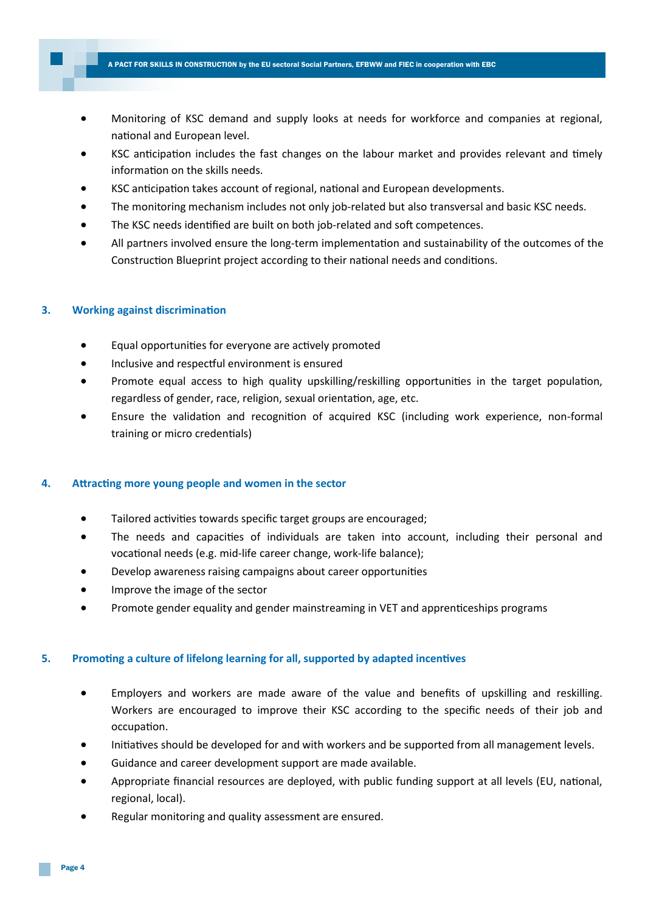- Monitoring of KSC demand and supply looks at needs for workforce and companies at regional, national and European level.
- KSC anticipation includes the fast changes on the labour market and provides relevant and timely information on the skills needs.
- KSC anticipation takes account of regional, national and European developments.
- The monitoring mechanism includes not only job-related but also transversal and basic KSC needs.
- The KSC needs identified are built on both job-related and soft competences.
- All partners involved ensure the long-term implementation and sustainability of the outcomes of the Construction Blueprint project according to their national needs and conditions.

### 3. Working against discrimination

- Equal opportunities for everyone are actively promoted
- Inclusive and respectful environment is ensured
- Promote equal access to high quality upskilling/reskilling opportunities in the target population, regardless of gender, race, religion, sexual orientation, age, etc.
- Ensure the validation and recognition of acquired KSC (including work experience, non-formal training or micro credentials)

### 4. Attracting more young people and women in the sector

- Tailored activities towards specific target groups are encouraged;
- The needs and capacities of individuals are taken into account, including their personal and vocational needs (e.g. mid-life career change, work-life balance);
- Develop awareness raising campaigns about career opportunities
- Improve the image of the sector
- Promote gender equality and gender mainstreaming in VET and apprenticeships programs

### 5. Promoting a culture of lifelong learning for all, supported by adapted incentives

- Employers and workers are made aware of the value and benefits of upskilling and reskilling. Workers are encouraged to improve their KSC according to the specific needs of their job and occupation.
- Initiatives should be developed for and with workers and be supported from all management levels.
- Guidance and career development support are made available.
- Appropriate financial resources are deployed, with public funding support at all levels (EU, national, regional, local).
- Regular monitoring and quality assessment are ensured.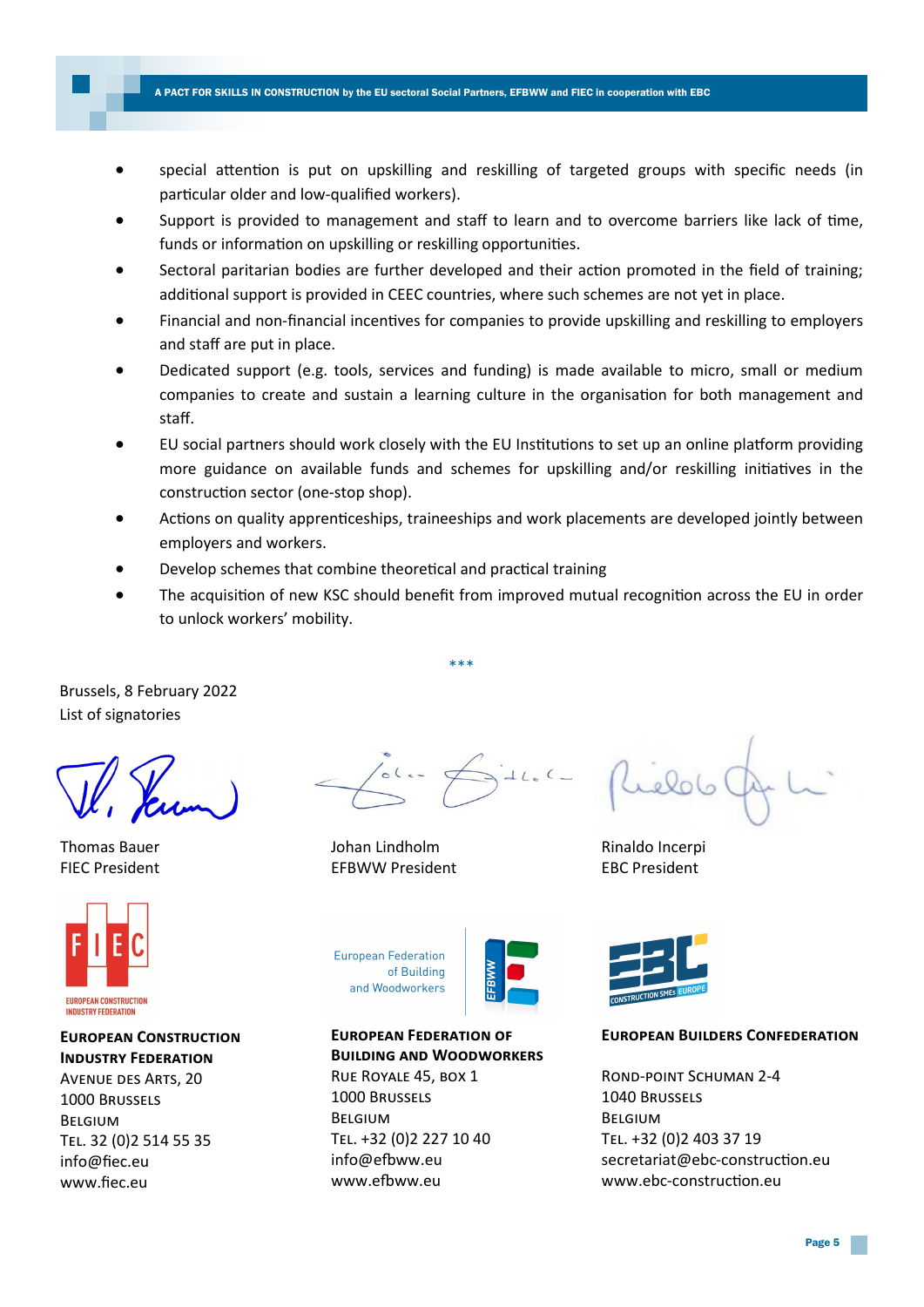- special attention is put on upskilling and reskilling of targeted groups with specific needs (in particular older and low-qualified workers).
- Support is provided to management and staff to learn and to overcome barriers like lack of time, funds or information on upskilling or reskilling opportunities.
- Sectoral paritarian bodies are further developed and their action promoted in the field of training; additional support is provided in CEEC countries, where such schemes are not yet in place.
- Financial and non-financial incentives for companies to provide upskilling and reskilling to employers and staff are put in place.
- Dedicated support (e.g. tools, services and funding) is made available to micro, small or medium companies to create and sustain a learning culture in the organisation for both management and staff.
- EU social partners should work closely with the EU Institutions to set up an online platform providing more guidance on available funds and schemes for upskilling and/or reskilling initiatives in the construction sector (one-stop shop).
- Actions on quality apprenticeships, traineeships and work placements are developed jointly between employers and workers.
- Develop schemes that combine theoretical and practical training
- The acquisition of new KSC should benefit from improved mutual recognition across the EU in order to unlock workers' mobility.

***

Brussels, 8 February 2022
List of signatories

Thomas Bauer
FIEC President

**European Construction Industry Federation**
Avenue des Arts, 20
1000 Brussels
Belgium
Tel. 32 (0)2 514 55 35
info@fiec.eu
www.fiec.eu

Johan Lindholm
EFBWW President

**European Federation of Building and Woodworkers**
Rue Royale 45, box 1
1000 Brussels
Belgium
Tel. +32 (0)2 227 10 40
info@efbww.eu
www.efbww.eu

Rinaldo Incerpi
EBC President

**European Builders Confederation**
Rond-point Schuman 2-4
1040 Brussels
Belgium
Tel. +32 (0)2 403 37 19
secretariat@ebc-construction.eu
www.ebc-construction.eu